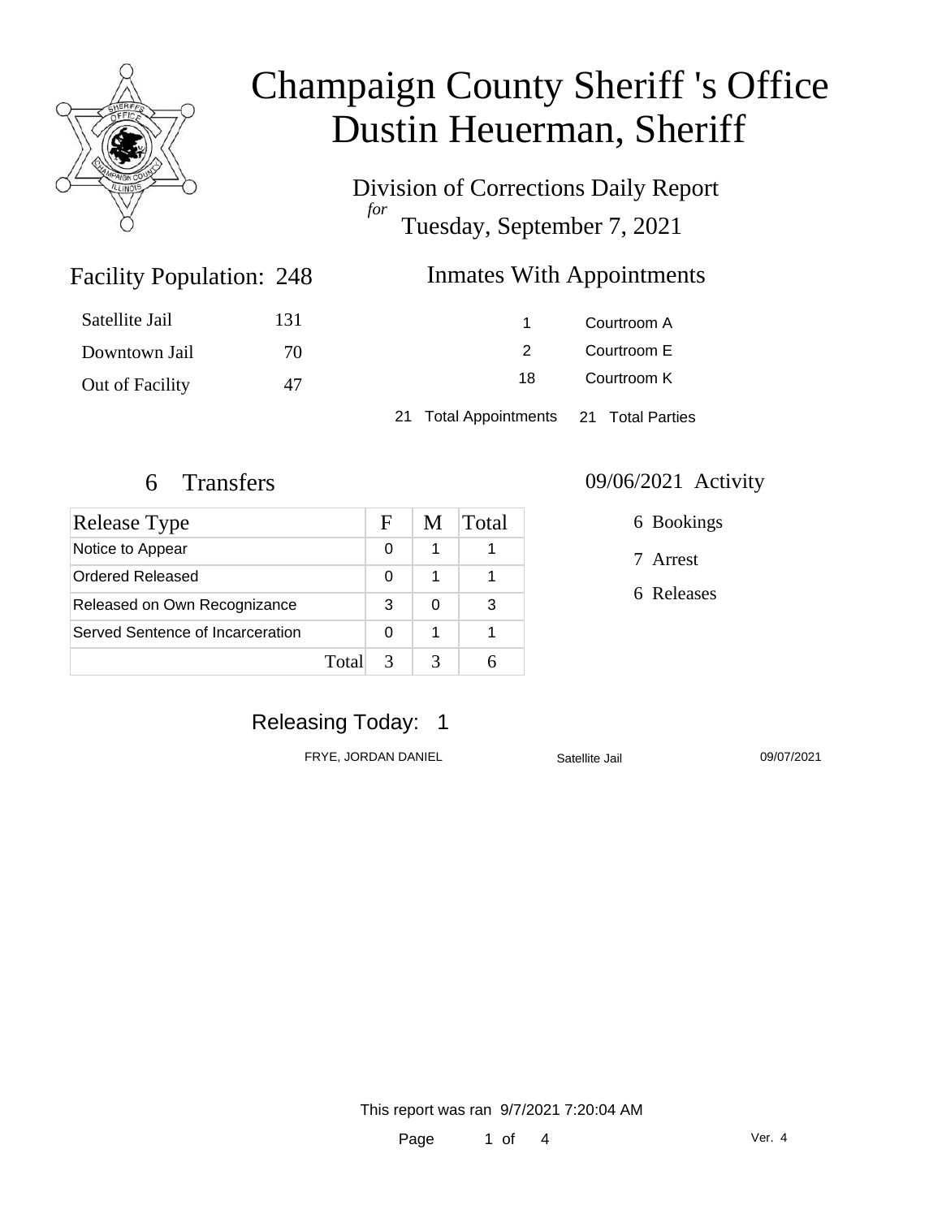# Champaign County Sheriff 's Office
# Dustin Heuerman, Sheriff

Division of Corrections Daily Report
*for*
Tuesday, September 7, 2021

## Facility Population: 248

| | |
|---|---|
| Satellite Jail | 131 |
| Downtown Jail | 70 |
| Out of Facility | 47 |

## Inmates With Appointments

| | |
|---|---|
| 1 | Courtroom A |
| 2 | Courtroom E |
| 18 | Courtroom K |

21 Total Appointments 21 Total Parties

## 6 Transfers

| Release Type | F | M | Total |
|---|---|---|---|
| Notice to Appear | 0 | 1 | 1 |
| Ordered Released | 0 | 1 | 1 |
| Released on Own Recognizance | 3 | 0 | 3 |
| Served Sentence of Incarceration | 0 | 1 | 1 |
| Total | 3 | 3 | 6 |

## 09/06/2021 Activity

- 6 Bookings
- 7 Arrest
- 6 Releases

## Releasing Today: 1

| | | |
|---|---|---|
| FRYE, JORDAN DANIEL | Satellite Jail | 09/07/2021 |

This report was ran 9/7/2021 7:20:04 AM

Ver. 4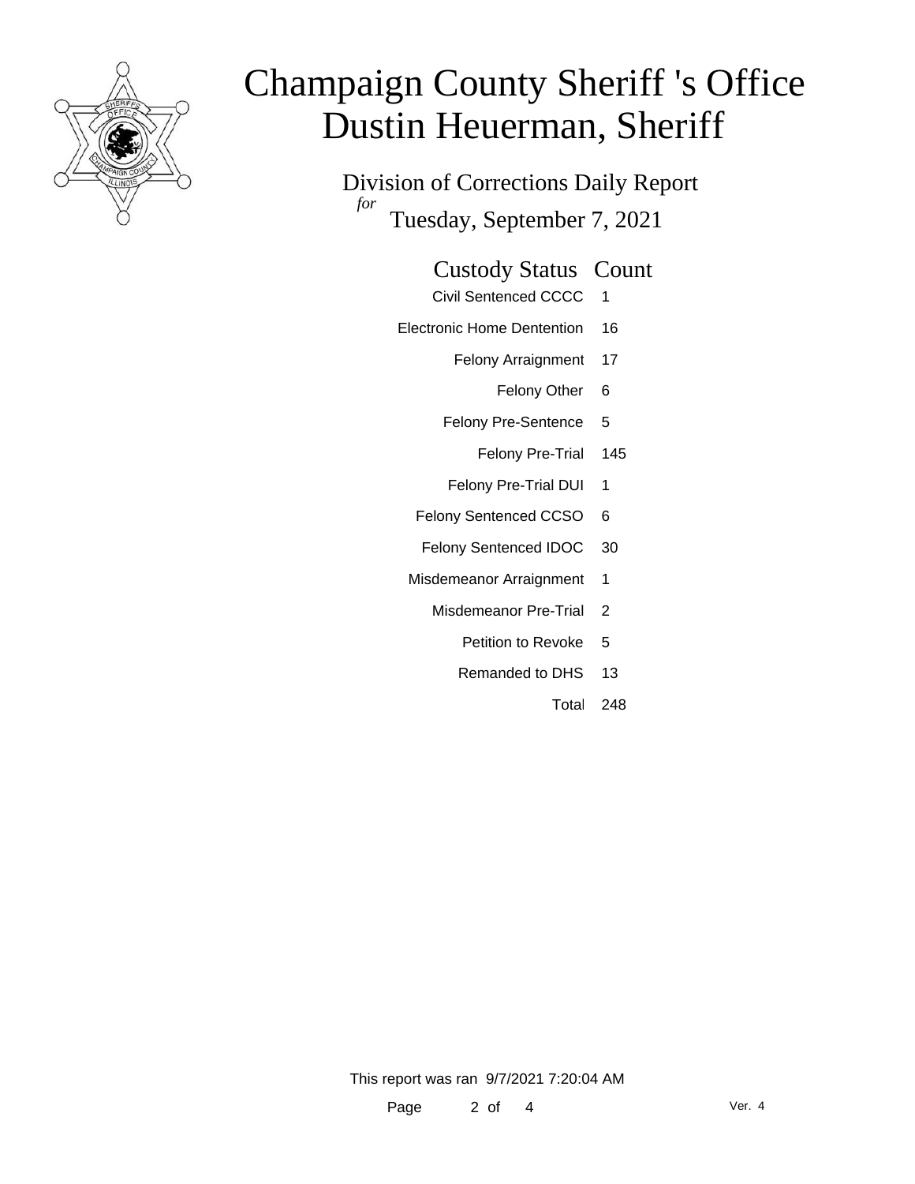# Champaign County Sheriff 's Office
# Dustin Heuerman, Sheriff

Division of Corrections Daily Report

*for* Tuesday, September 7, 2021

| Custody Status | Count |
|---|---|
| Civil Sentenced CCCC | 1 |
| Electronic Home Dentention | 16 |
| Felony Arraignment | 17 |
| Felony Other | 6 |
| Felony Pre-Sentence | 5 |
| Felony Pre-Trial | 145 |
| Felony Pre-Trial DUI | 1 |
| Felony Sentenced CCSO | 6 |
| Felony Sentenced IDOC | 30 |
| Misdemeanor Arraignment | 1 |
| Misdemeanor Pre-Trial | 2 |
| Petition to Revoke | 5 |
| Remanded to DHS | 13 |
| Total | 248 |

This report was ran 9/7/2021 7:20:04 AM

Ver. 4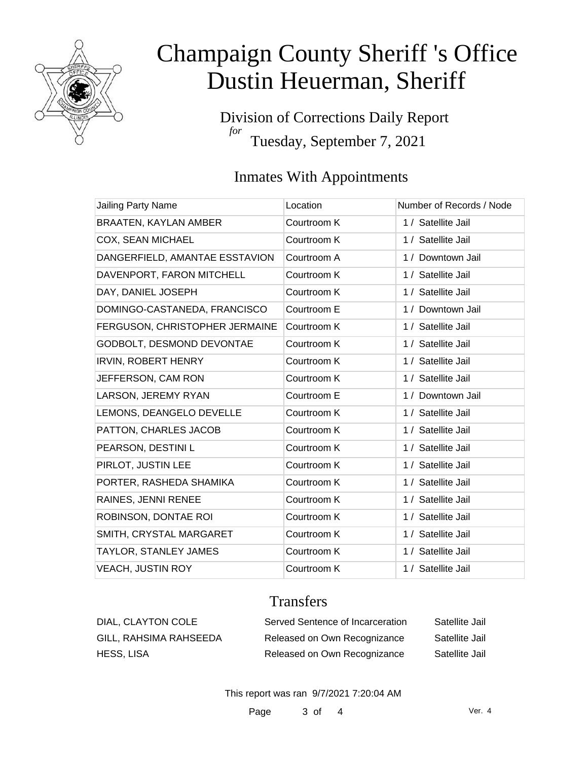# Champaign County Sheriff 's Office
# Dustin Heuerman, Sheriff

Division of Corrections Daily Report
*for*
Tuesday, September 7, 2021

## Inmates With Appointments

| Jailing Party Name | Location | Number of Records / Node |
|---|---|---|
| BRAATEN, KAYLAN AMBER | Courtroom K | 1 / Satellite Jail |
| COX, SEAN MICHAEL | Courtroom K | 1 / Satellite Jail |
| DANGERFIELD, AMANTAE ESSTAVION | Courtroom A | 1 / Downtown Jail |
| DAVENPORT, FARON MITCHELL | Courtroom K | 1 / Satellite Jail |
| DAY, DANIEL JOSEPH | Courtroom K | 1 / Satellite Jail |
| DOMINGO-CASTANEDA, FRANCISCO | Courtroom E | 1 / Downtown Jail |
| FERGUSON, CHRISTOPHER JERMAINE | Courtroom K | 1 / Satellite Jail |
| GODBOLT, DESMOND DEVONTAE | Courtroom K | 1 / Satellite Jail |
| IRVIN, ROBERT HENRY | Courtroom K | 1 / Satellite Jail |
| JEFFERSON, CAM RON | Courtroom K | 1 / Satellite Jail |
| LARSON, JEREMY RYAN | Courtroom E | 1 / Downtown Jail |
| LEMONS, DEANGELO DEVELLE | Courtroom K | 1 / Satellite Jail |
| PATTON, CHARLES JACOB | Courtroom K | 1 / Satellite Jail |
| PEARSON, DESTINI L | Courtroom K | 1 / Satellite Jail |
| PIRLOT, JUSTIN LEE | Courtroom K | 1 / Satellite Jail |
| PORTER, RASHEDA SHAMIKA | Courtroom K | 1 / Satellite Jail |
| RAINES, JENNI RENEE | Courtroom K | 1 / Satellite Jail |
| ROBINSON, DONTAE ROI | Courtroom K | 1 / Satellite Jail |
| SMITH, CRYSTAL MARGARET | Courtroom K | 1 / Satellite Jail |
| TAYLOR, STANLEY JAMES | Courtroom K | 1 / Satellite Jail |
| VEACH, JUSTIN ROY | Courtroom K | 1 / Satellite Jail |

## Transfers

| | | |
|---|---|---|
| DIAL, CLAYTON COLE | Served Sentence of Incarceration | Satellite Jail |
| GILL, RAHSIMA RAHSEEDA | Released on Own Recognizance | Satellite Jail |
| HESS, LISA | Released on Own Recognizance | Satellite Jail |

This report was ran 9/7/2021 7:20:04 AM

Ver. 4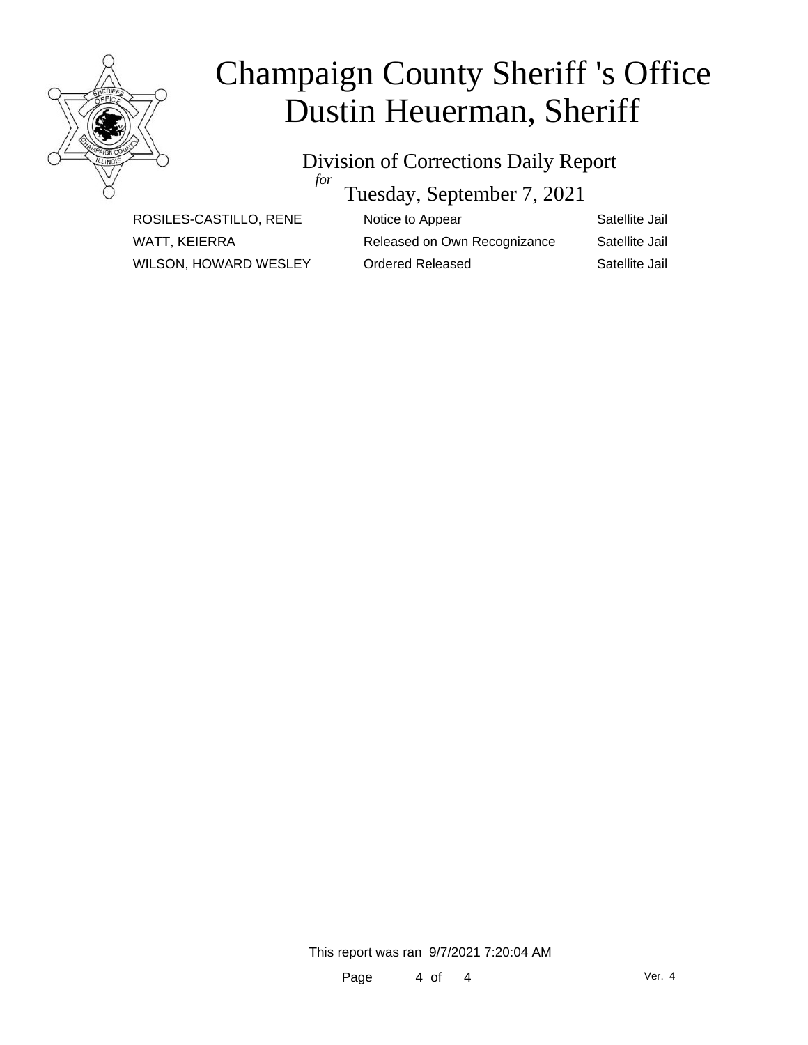# Champaign County Sheriff 's Office
# Dustin Heuerman, Sheriff

Division of Corrections Daily Report

*for*

Tuesday, September 7, 2021

| | | |
|---|---|---|
| ROSILES-CASTILLO, RENE | Notice to Appear | Satellite Jail |
| WATT, KEIERRA | Released on Own Recognizance | Satellite Jail |
| WILSON, HOWARD WESLEY | Ordered Released | Satellite Jail |

This report was ran 9/7/2021 7:20:04 AM

Ver. 4